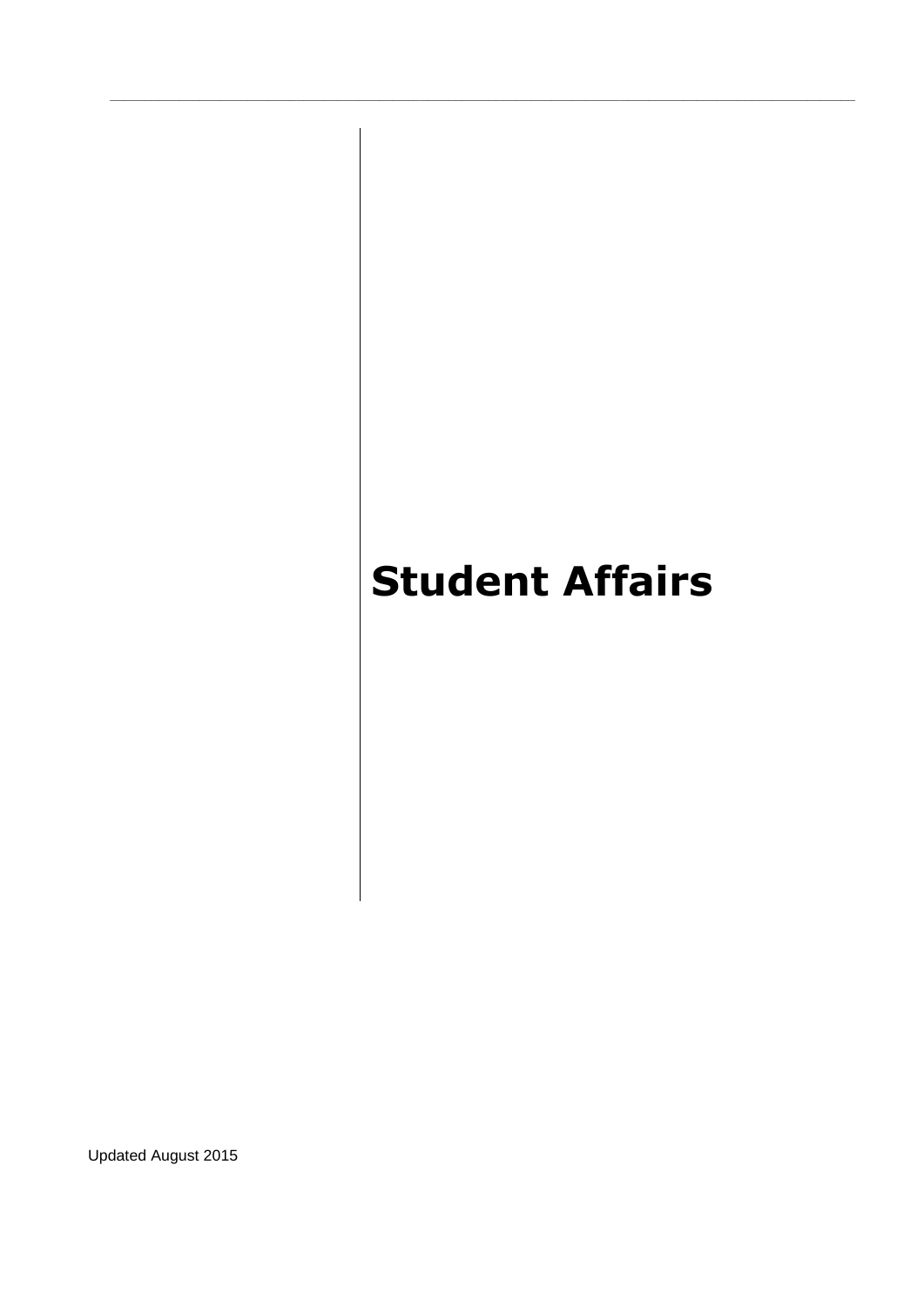# Student Affairs

Updated August 2015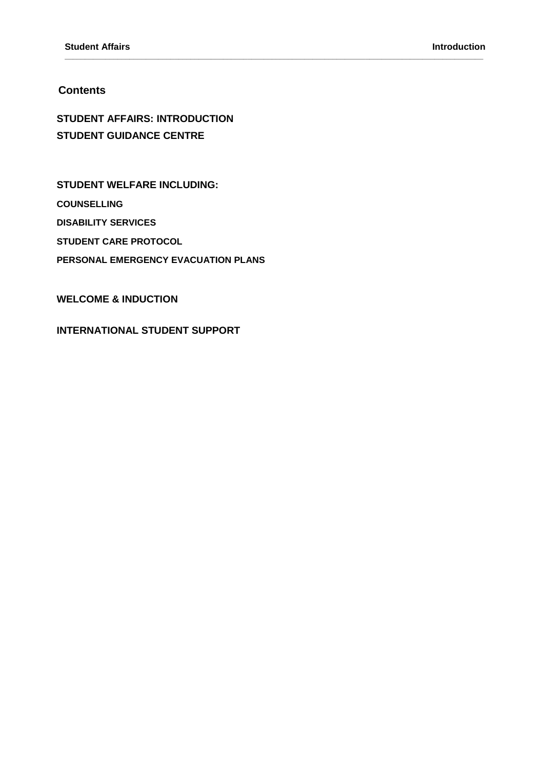## Contents

**STUDENT AFFAIRS: INTRODUCTION**

**STUDENT GUIDANCE CENTRE**

**STUDENT WELFARE INCLUDING:**

**COUNSELLING**

**DISABILITY SERVICES**

**STUDENT CARE PROTOCOL**

**PERSONAL EMERGENCY EVACUATION PLANS**

**WELCOME & INDUCTION**

**INTERNATIONAL STUDENT SUPPORT**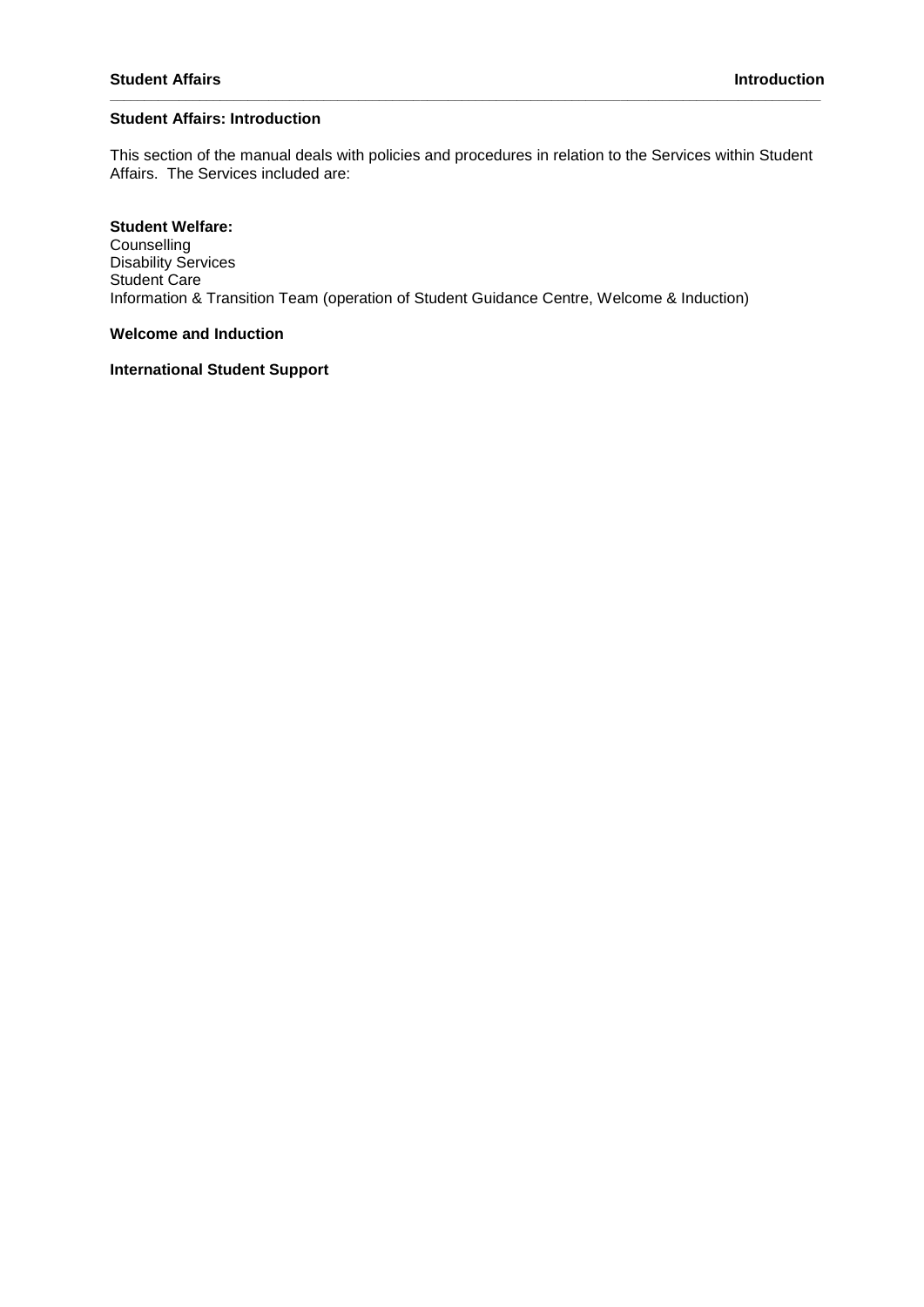## Student Affairs: Introduction

This section of the manual deals with policies and procedures in relation to the Services within Student Affairs. The Services included are:

**Student Welfare:**
Counselling
Disability Services
Student Care
Information & Transition Team (operation of Student Guidance Centre, Welcome & Induction)

**Welcome and Induction**

**International Student Support**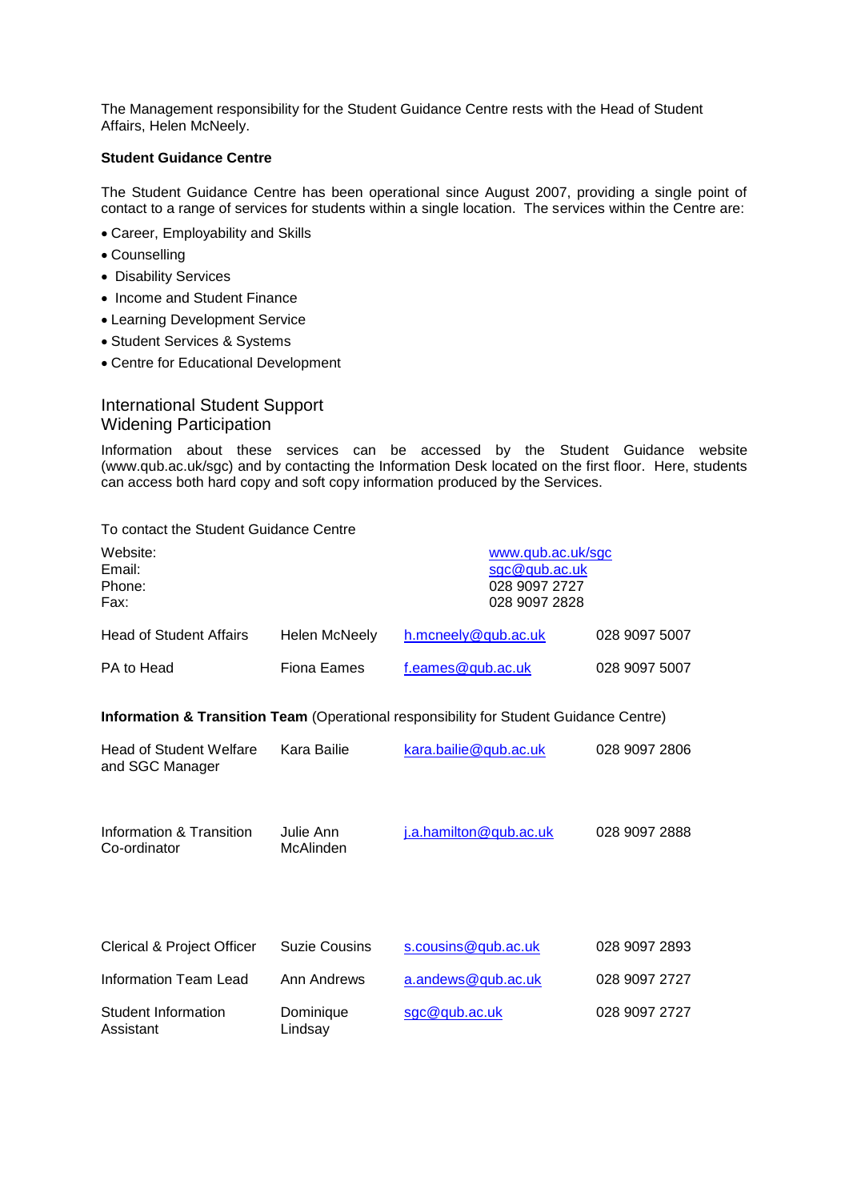The Management responsibility for the Student Guidance Centre rests with the Head of Student Affairs, Helen McNeely.

**Student Guidance Centre**

The Student Guidance Centre has been operational since August 2007, providing a single point of contact to a range of services for students within a single location. The services within the Centre are:

- Career, Employability and Skills
- Counselling
- Disability Services
- Income and Student Finance
- Learning Development Service
- Student Services & Systems
- Centre for Educational Development

International Student Support
Widening Participation

Information about these services can be accessed by the Student Guidance website (www.qub.ac.uk/sgc) and by contacting the Information Desk located on the first floor. Here, students can access both hard copy and soft copy information produced by the Services.

To contact the Student Guidance Centre

| | |
|---|---|
| Website: | www.qub.ac.uk/sgc |
| Email: | sgc@qub.ac.uk |
| Phone: | 028 9097 2727 |
| Fax: | 028 9097 2828 |

| | | | |
|---|---|---|---|
| Head of Student Affairs | Helen McNeely | h.mcneely@qub.ac.uk | 028 9097 5007 |
| PA to Head | Fiona Eames | f.eames@qub.ac.uk | 028 9097 5007 |

**Information & Transition Team** (Operational responsibility for Student Guidance Centre)

| | | | |
|---|---|---|---|
| Head of Student Welfare and SGC Manager | Kara Bailie | kara.bailie@qub.ac.uk | 028 9097 2806 |
| Information & Transition Co-ordinator | Julie Ann McAlinden | j.a.hamilton@qub.ac.uk | 028 9097 2888 |
| Clerical & Project Officer | Suzie Cousins | s.cousins@qub.ac.uk | 028 9097 2893 |
| Information Team Lead | Ann Andrews | a.andews@qub.ac.uk | 028 9097 2727 |
| Student Information Assistant | Dominique Lindsay | sgc@qub.ac.uk | 028 9097 2727 |